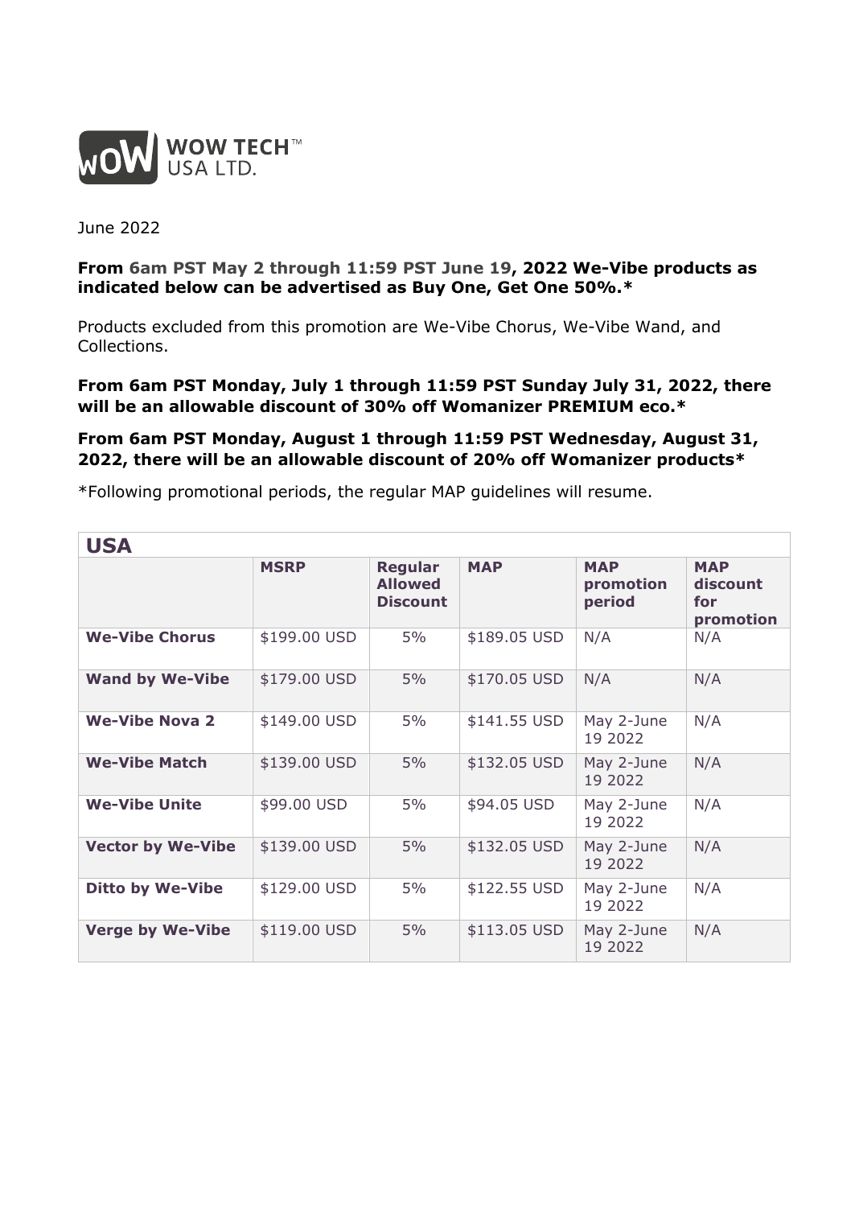WOW TECH™
USA LTD.

June 2022

**From 6am PST May 2 through 11:59 PST June 19, 2022 We-Vibe products as indicated below can be advertised as Buy One, Get One 50%.***

Products excluded from this promotion are We-Vibe Chorus, We-Vibe Wand, and Collections.

**From 6am PST Monday, July 1 through 11:59 PST Sunday July 31, 2022, there will be an allowable discount of 30% off Womanizer PREMIUM eco.***

**From 6am PST Monday, August 1 through 11:59 PST Wednesday, August 31, 2022, there will be an allowable discount of 20% off Womanizer products***

*Following promotional periods, the regular MAP guidelines will resume.

| USA | | | | | |
|---|---|---|---|---|---|
| | **MSRP** | **Regular Allowed Discount** | **MAP** | **MAP promotion period** | **MAP discount for promotion** |
| **We-Vibe Chorus** | $199.00 USD | 5% | $189.05 USD | N/A | N/A |
| **Wand by We-Vibe** | $179.00 USD | 5% | $170.05 USD | N/A | N/A |
| **We-Vibe Nova 2** | $149.00 USD | 5% | $141.55 USD | May 2-June 19 2022 | N/A |
| **We-Vibe Match** | $139.00 USD | 5% | $132.05 USD | May 2-June 19 2022 | N/A |
| **We-Vibe Unite** | $99.00 USD | 5% | $94.05 USD | May 2-June 19 2022 | N/A |
| **Vector by We-Vibe** | $139.00 USD | 5% | $132.05 USD | May 2-June 19 2022 | N/A |
| **Ditto by We-Vibe** | $129.00 USD | 5% | $122.55 USD | May 2-June 19 2022 | N/A |
| **Verge by We-Vibe** | $119.00 USD | 5% | $113.05 USD | May 2-June 19 2022 | N/A |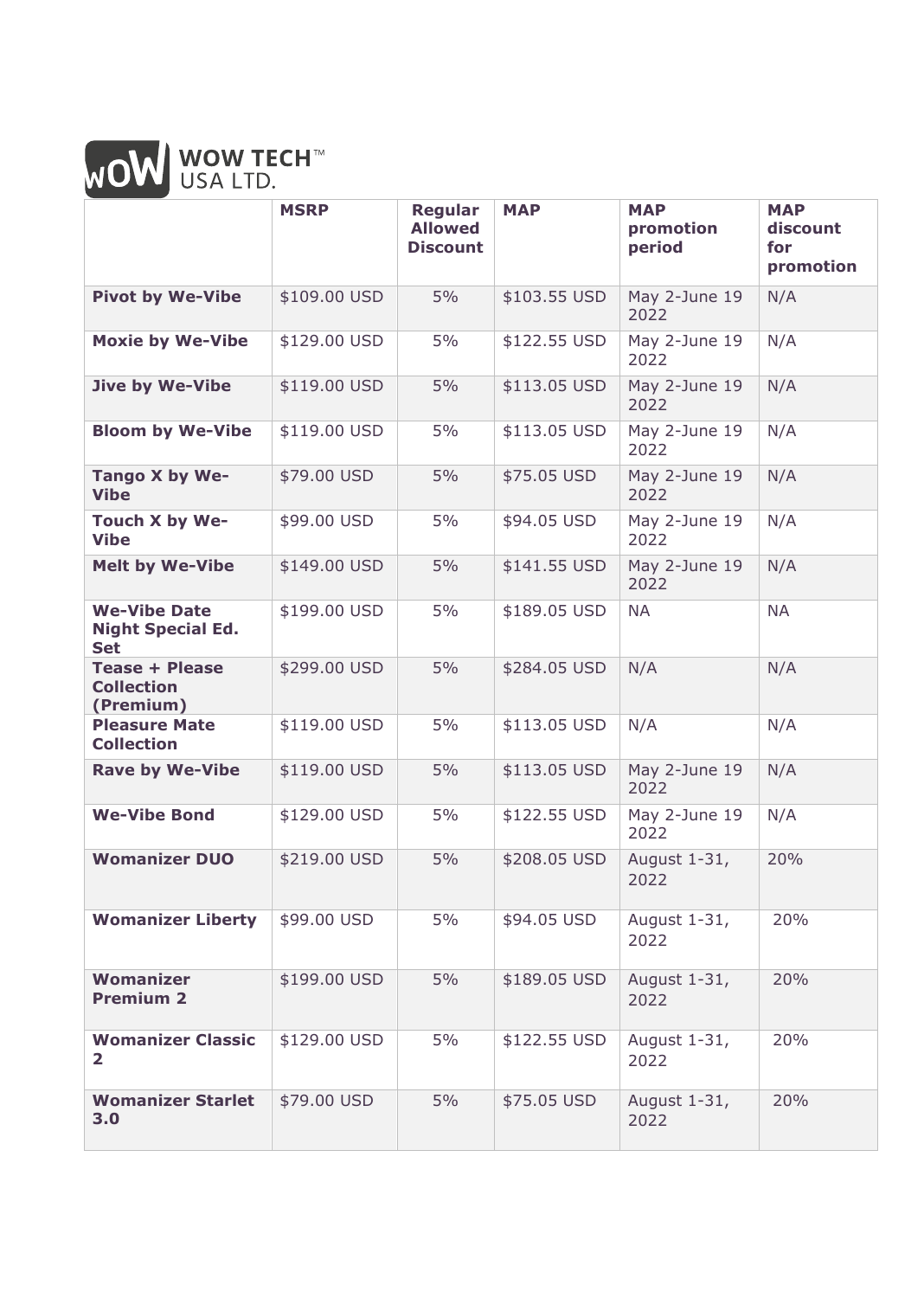WOW TECH™ USA LTD.

| | MSRP | Regular Allowed Discount | MAP | MAP promotion period | MAP discount for promotion |
|---|---|---|---|---|---|
| **Pivot by We-Vibe** | $109.00 USD | 5% | $103.55 USD | May 2-June 19 2022 | N/A |
| **Moxie by We-Vibe** | $129.00 USD | 5% | $122.55 USD | May 2-June 19 2022 | N/A |
| **Jive by We-Vibe** | $119.00 USD | 5% | $113.05 USD | May 2-June 19 2022 | N/A |
| **Bloom by We-Vibe** | $119.00 USD | 5% | $113.05 USD | May 2-June 19 2022 | N/A |
| **Tango X by We-Vibe** | $79.00 USD | 5% | $75.05 USD | May 2-June 19 2022 | N/A |
| **Touch X by We-Vibe** | $99.00 USD | 5% | $94.05 USD | May 2-June 19 2022 | N/A |
| **Melt by We-Vibe** | $149.00 USD | 5% | $141.55 USD | May 2-June 19 2022 | N/A |
| **We-Vibe Date Night Special Ed. Set** | $199.00 USD | 5% | $189.05 USD | NA | NA |
| **Tease + Please Collection (Premium)** | $299.00 USD | 5% | $284.05 USD | N/A | N/A |
| **Pleasure Mate Collection** | $119.00 USD | 5% | $113.05 USD | N/A | N/A |
| **Rave by We-Vibe** | $119.00 USD | 5% | $113.05 USD | May 2-June 19 2022 | N/A |
| **We-Vibe Bond** | $129.00 USD | 5% | $122.55 USD | May 2-June 19 2022 | N/A |
| **Womanizer DUO** | $219.00 USD | 5% | $208.05 USD | August 1-31, 2022 | 20% |
| **Womanizer Liberty** | $99.00 USD | 5% | $94.05 USD | August 1-31, 2022 | 20% |
| **Womanizer Premium 2** | $199.00 USD | 5% | $189.05 USD | August 1-31, 2022 | 20% |
| **Womanizer Classic 2** | $129.00 USD | 5% | $122.55 USD | August 1-31, 2022 | 20% |
| **Womanizer Starlet 3.0** | $79.00 USD | 5% | $75.05 USD | August 1-31, 2022 | 20% |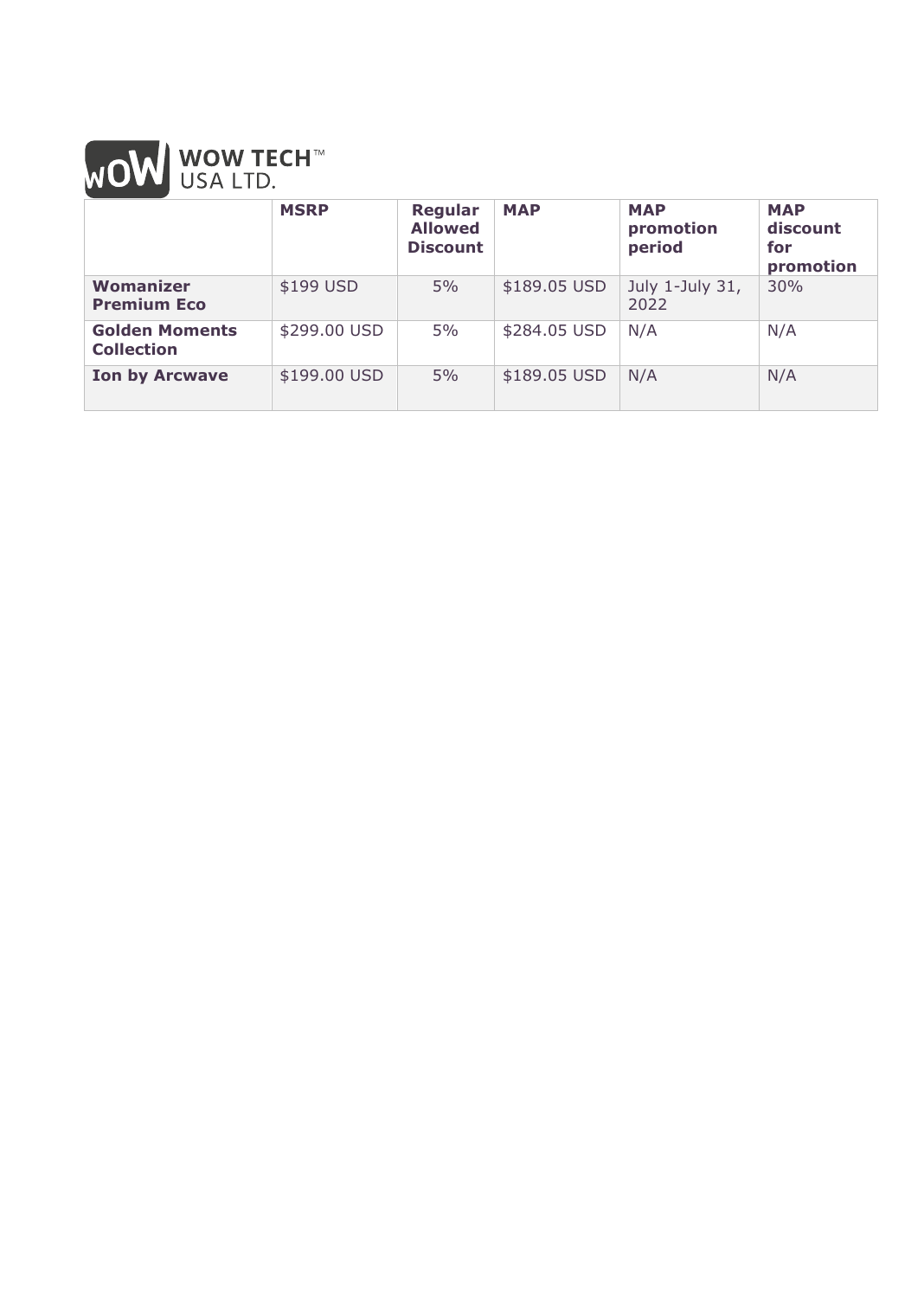WOW TECH™ USA LTD.

| | MSRP | Regular Allowed Discount | MAP | MAP promotion period | MAP discount for promotion |
|---|---|---|---|---|---|
| **Womanizer Premium Eco** | $199 USD | 5% | $189.05 USD | July 1-July 31, 2022 | 30% |
| **Golden Moments Collection** | $299.00 USD | 5% | $284.05 USD | N/A | N/A |
| **Ion by Arcwave** | $199.00 USD | 5% | $189.05 USD | N/A | N/A |